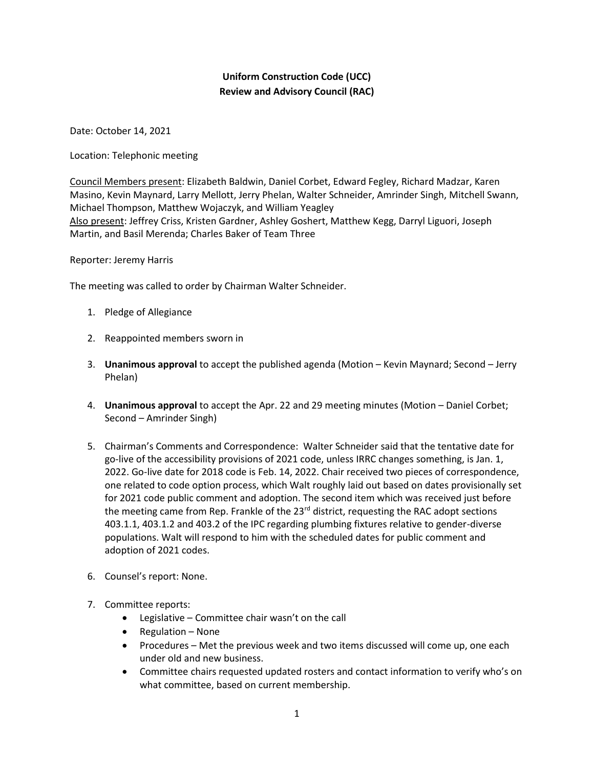**Uniform Construction Code (UCC)**
**Review and Advisory Council (RAC)**

Date: October 14, 2021

Location: Telephonic meeting

Council Members present: Elizabeth Baldwin, Daniel Corbet, Edward Fegley, Richard Madzar, Karen Masino, Kevin Maynard, Larry Mellott, Jerry Phelan, Walter Schneider, Amrinder Singh, Mitchell Swann, Michael Thompson, Matthew Wojaczyk, and William Yeagley
Also present: Jeffrey Criss, Kristen Gardner, Ashley Goshert, Matthew Kegg, Darryl Liguori, Joseph Martin, and Basil Merenda; Charles Baker of Team Three

Reporter: Jeremy Harris

The meeting was called to order by Chairman Walter Schneider.

1. Pledge of Allegiance

2. Reappointed members sworn in

3. **Unanimous approval** to accept the published agenda (Motion – Kevin Maynard; Second – Jerry Phelan)

4. **Unanimous approval** to accept the Apr. 22 and 29 meeting minutes (Motion – Daniel Corbet; Second – Amrinder Singh)

5. Chairman's Comments and Correspondence: Walter Schneider said that the tentative date for go-live of the accessibility provisions of 2021 code, unless IRRC changes something, is Jan. 1, 2022. Go-live date for 2018 code is Feb. 14, 2022. Chair received two pieces of correspondence, one related to code option process, which Walt roughly laid out based on dates provisionally set for 2021 code public comment and adoption. The second item which was received just before the meeting came from Rep. Frankle of the 23rd district, requesting the RAC adopt sections 403.1.1, 403.1.2 and 403.2 of the IPC regarding plumbing fixtures relative to gender-diverse populations. Walt will respond to him with the scheduled dates for public comment and adoption of 2021 codes.

6. Counsel's report: None.

7. Committee reports:
   - Legislative – Committee chair wasn't on the call
   - Regulation – None
   - Procedures – Met the previous week and two items discussed will come up, one each under old and new business.
   - Committee chairs requested updated rosters and contact information to verify who's on what committee, based on current membership.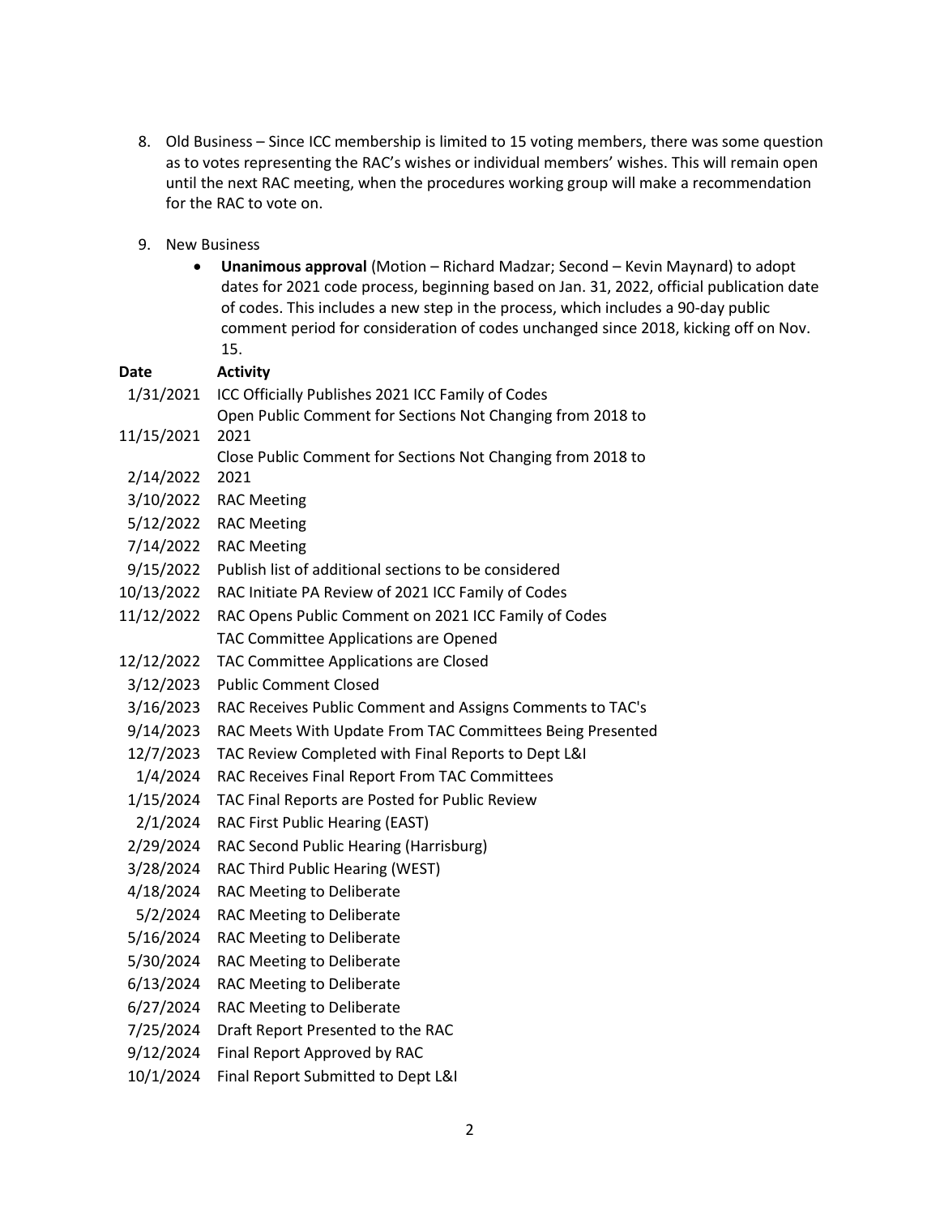8. Old Business – Since ICC membership is limited to 15 voting members, there was some question as to votes representing the RAC's wishes or individual members' wishes. This will remain open until the next RAC meeting, when the procedures working group will make a recommendation for the RAC to vote on.

9. New Business
   - **Unanimous approval** (Motion – Richard Madzar; Second – Kevin Maynard) to adopt dates for 2021 code process, beginning based on Jan. 31, 2022, official publication date of codes. This includes a new step in the process, which includes a 90-day public comment period for consideration of codes unchanged since 2018, kicking off on Nov. 15.

| Date | Activity |
|---|---|
| 1/31/2021 | ICC Officially Publishes 2021 ICC Family of Codes |
| 11/15/2021 | Open Public Comment for Sections Not Changing from 2018 to 2021 |
| 2/14/2022 | Close Public Comment for Sections Not Changing from 2018 to 2021 |
| 3/10/2022 | RAC Meeting |
| 5/12/2022 | RAC Meeting |
| 7/14/2022 | RAC Meeting |
| 9/15/2022 | Publish list of additional sections to be considered |
| 10/13/2022 | RAC Initiate PA Review of 2021 ICC Family of Codes |
| 11/12/2022 | RAC Opens Public Comment on 2021 ICC Family of Codes |
| | TAC Committee Applications are Opened |
| 12/12/2022 | TAC Committee Applications are Closed |
| 3/12/2023 | Public Comment Closed |
| 3/16/2023 | RAC Receives Public Comment and Assigns Comments to TAC's |
| 9/14/2023 | RAC Meets With Update From TAC Committees Being Presented |
| 12/7/2023 | TAC Review Completed with Final Reports to Dept L&I |
| 1/4/2024 | RAC Receives Final Report From TAC Committees |
| 1/15/2024 | TAC Final Reports are Posted for Public Review |
| 2/1/2024 | RAC First Public Hearing (EAST) |
| 2/29/2024 | RAC Second Public Hearing (Harrisburg) |
| 3/28/2024 | RAC Third Public Hearing (WEST) |
| 4/18/2024 | RAC Meeting to Deliberate |
| 5/2/2024 | RAC Meeting to Deliberate |
| 5/16/2024 | RAC Meeting to Deliberate |
| 5/30/2024 | RAC Meeting to Deliberate |
| 6/13/2024 | RAC Meeting to Deliberate |
| 6/27/2024 | RAC Meeting to Deliberate |
| 7/25/2024 | Draft Report Presented to the RAC |
| 9/12/2024 | Final Report Approved by RAC |
| 10/1/2024 | Final Report Submitted to Dept L&I |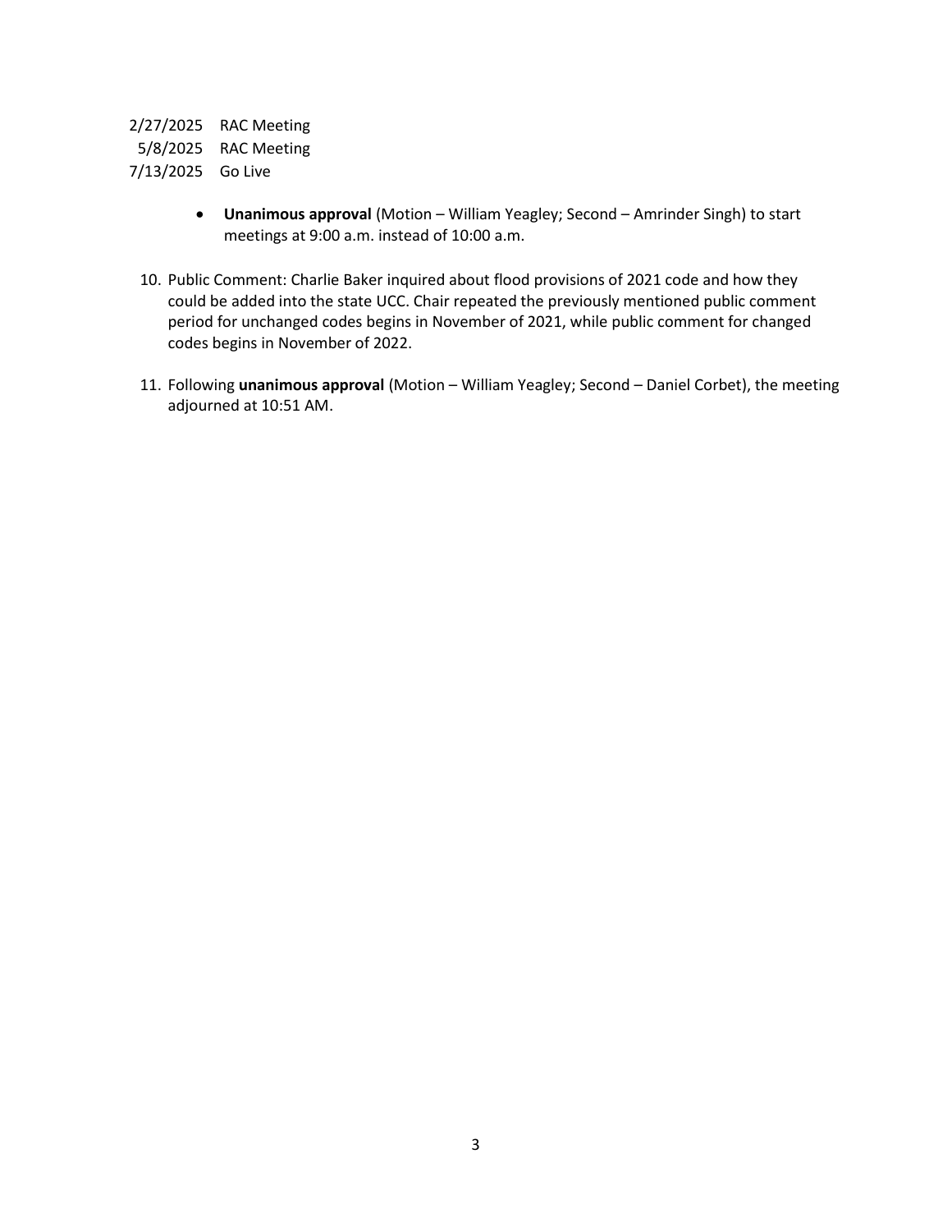| | |
|---|---|
| 2/27/2025 | RAC Meeting |
| 5/8/2025 | RAC Meeting |
| 7/13/2025 | Go Live |

- **Unanimous approval** (Motion – William Yeagley; Second – Amrinder Singh) to start meetings at 9:00 a.m. instead of 10:00 a.m.

10. Public Comment: Charlie Baker inquired about flood provisions of 2021 code and how they could be added into the state UCC. Chair repeated the previously mentioned public comment period for unchanged codes begins in November of 2021, while public comment for changed codes begins in November of 2022.

11. Following **unanimous approval** (Motion – William Yeagley; Second – Daniel Corbet), the meeting adjourned at 10:51 AM.